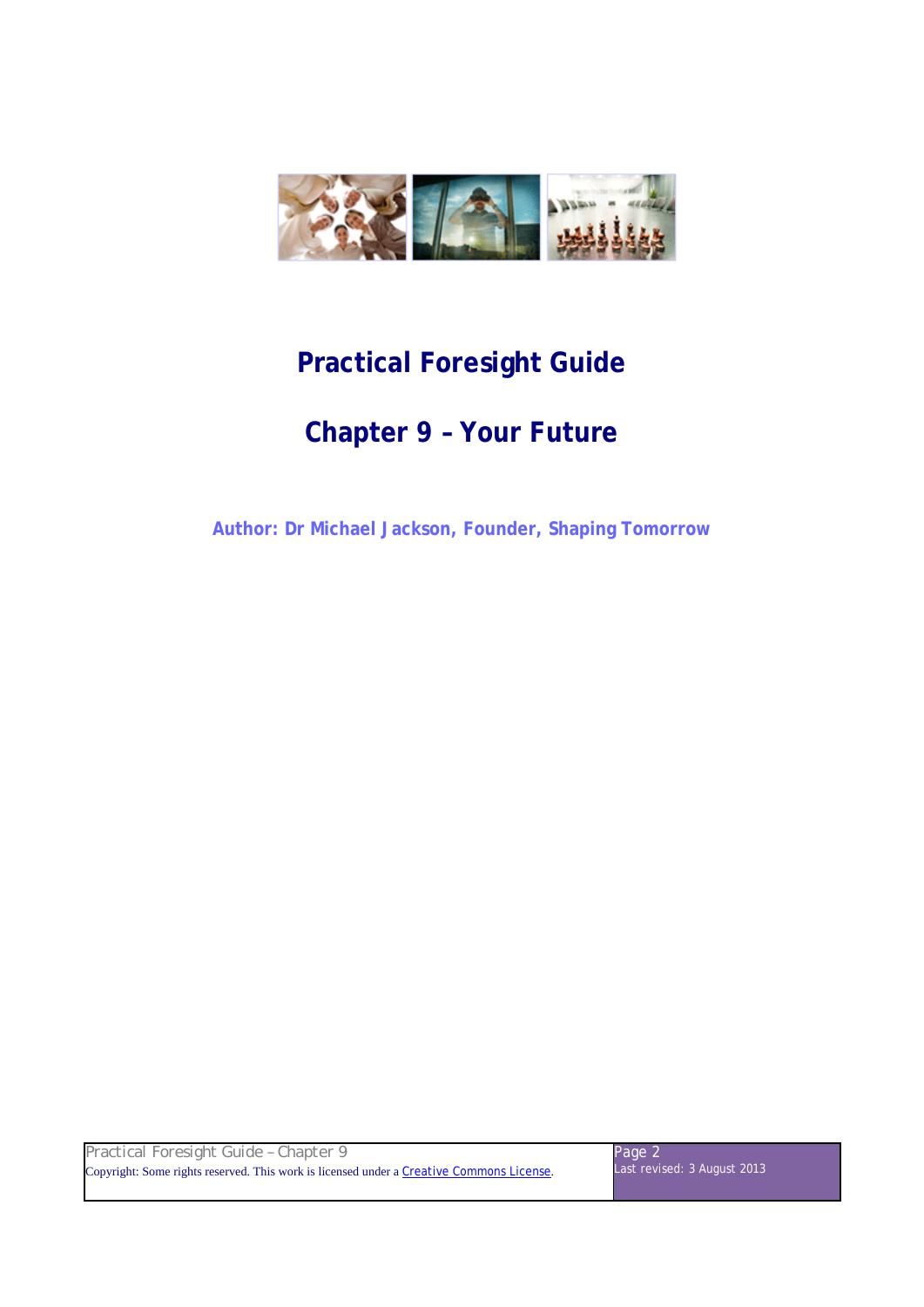# Practical Foresight Guide

## Chapter 9 – Your Future

**Author: Dr Michael Jackson, Founder, Shaping Tomorrow**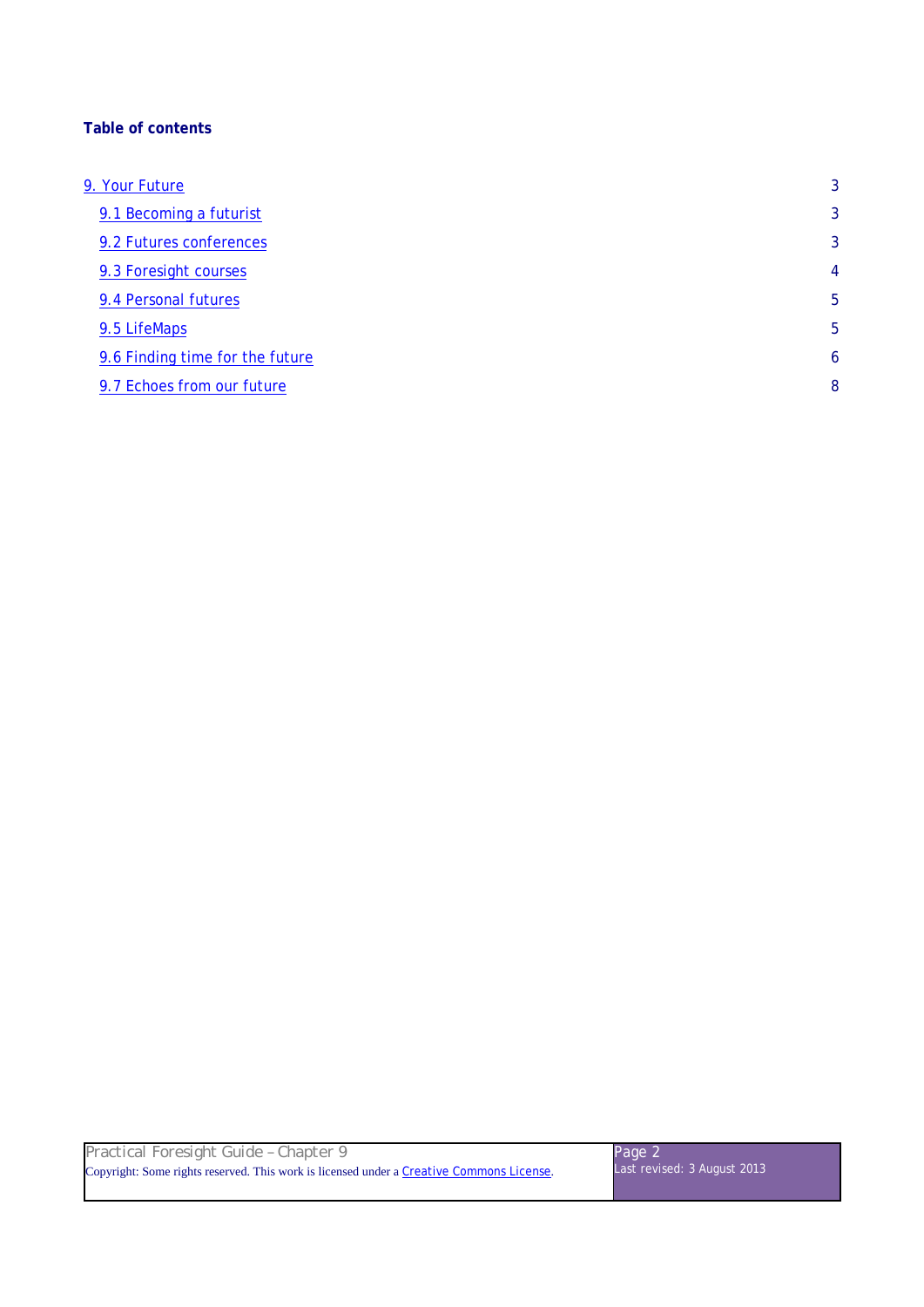**Table of contents**

| | |
|---|---|
| 9. Your Future | 3 |
| 9.1 Becoming a futurist | 3 |
| 9.2 Futures conferences | 3 |
| 9.3 Foresight courses | 4 |
| 9.4 Personal futures | 5 |
| 9.5 LifeMaps | 5 |
| 9.6 Finding time for the future | 6 |
| 9.7 Echoes from our future | 8 |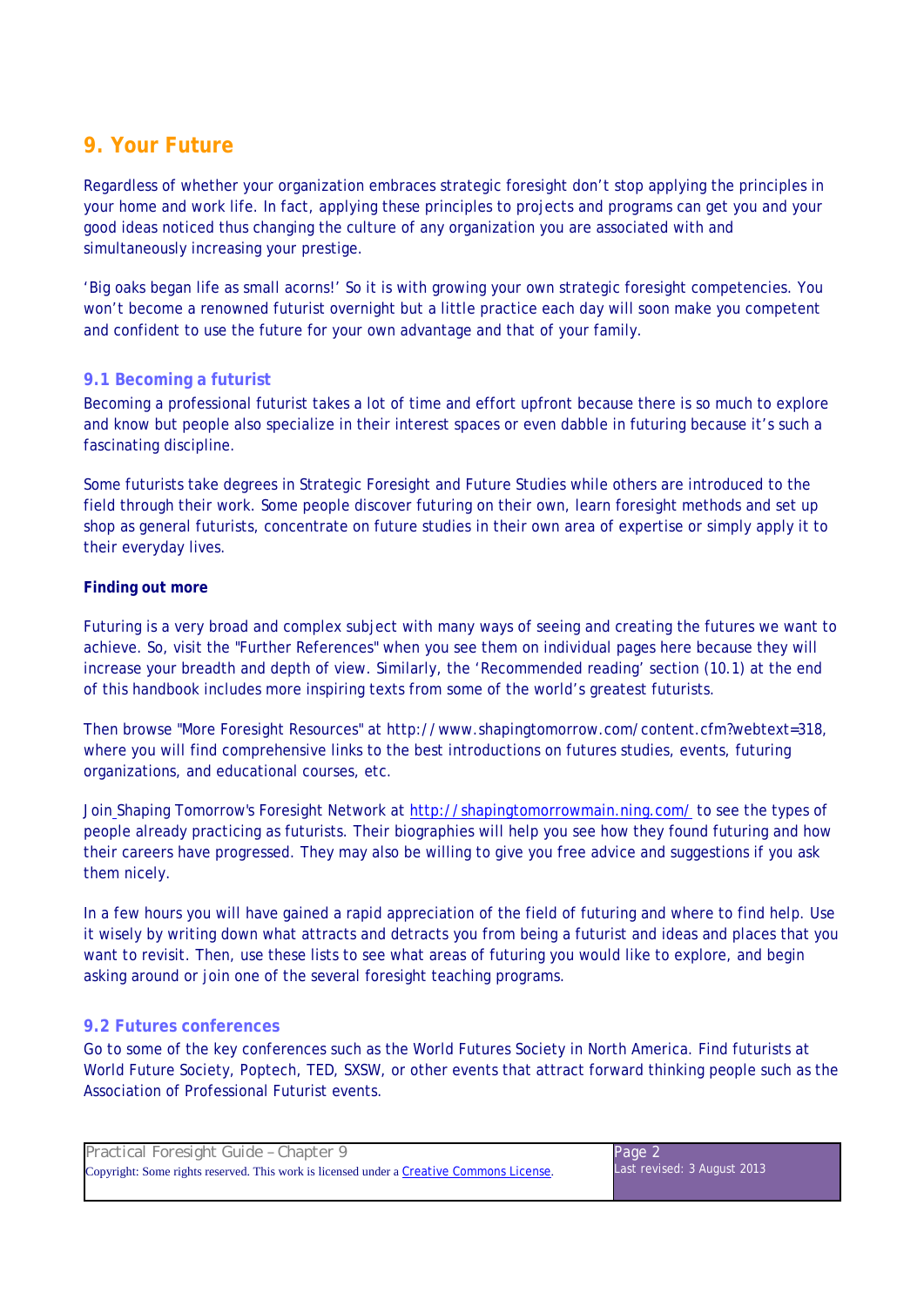# 9. Your Future

Regardless of whether your organization embraces strategic foresight don't stop applying the principles in your home and work life. In fact, applying these principles to projects and programs can get you and your good ideas noticed thus changing the culture of any organization you are associated with and simultaneously increasing your prestige.

'Big oaks began life as small acorns!' So it is with growing your own strategic foresight competencies. You won't become a renowned futurist overnight but a little practice each day will soon make you competent and confident to use the future for your own advantage and that of your family.

## 9.1 Becoming a futurist

Becoming a professional futurist takes a lot of time and effort upfront because there is so much to explore and know but people also specialize in their interest spaces or even dabble in futuring because it's such a fascinating discipline.

Some futurists take degrees in Strategic Foresight and Future Studies while others are introduced to the field through their work. Some people discover futuring on their own, learn foresight methods and set up shop as general futurists, concentrate on future studies in their own area of expertise or simply apply it to their everyday lives.

**Finding out more**

Futuring is a very broad and complex subject with many ways of seeing and creating the futures we want to achieve. So, visit the "Further References" when you see them on individual pages here because they will increase your breadth and depth of view. Similarly, the 'Recommended reading' section (10.1) at the end of this handbook includes more inspiring texts from some of the world's greatest futurists.

Then browse "More Foresight Resources" at http://www.shapingtomorrow.com/content.cfm?webtext=318, where you will find comprehensive links to the best introductions on futures studies, events, futuring organizations, and educational courses, etc.

Join Shaping Tomorrow's Foresight Network at [http://shapingtomorrowmain.ning.com/](http://shapingtomorrowmain.ning.com/) to see the types of people already practicing as futurists. Their biographies will help you see how they found futuring and how their careers have progressed. They may also be willing to give you free advice and suggestions if you ask them nicely.

In a few hours you will have gained a rapid appreciation of the field of futuring and where to find help. Use it wisely by writing down what attracts and detracts you from being a futurist and ideas and places that you want to revisit. Then, use these lists to see what areas of futuring you would like to explore, and begin asking around or join one of the several foresight teaching programs.

## 9.2 Futures conferences

Go to some of the key conferences such as the World Futures Society in North America. Find futurists at World Future Society, Poptech, TED, SXSW, or other events that attract forward thinking people such as the Association of Professional Futurist events.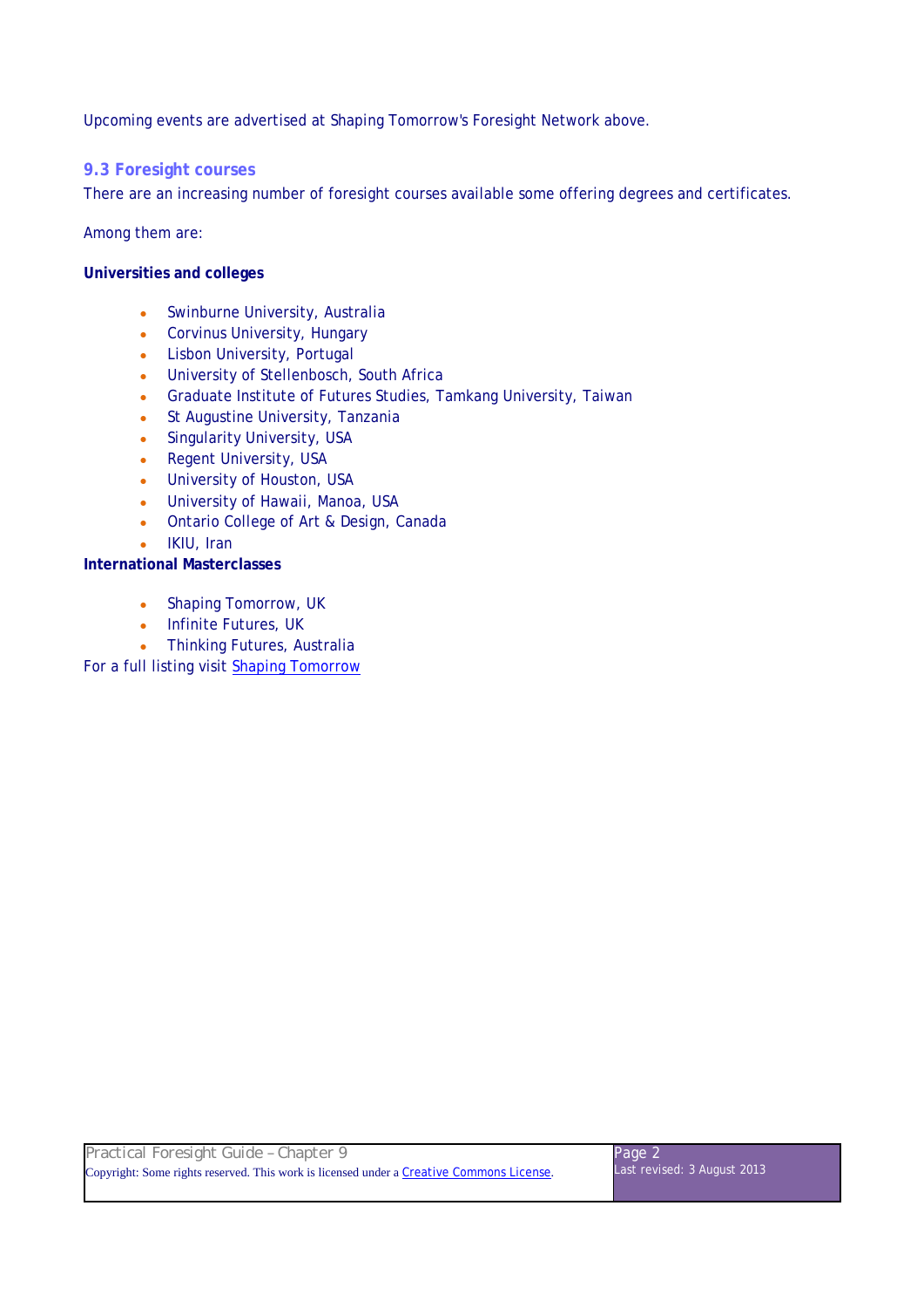Upcoming events are advertised at Shaping Tomorrow's Foresight Network above.

### 9.3 Foresight courses

There are an increasing number of foresight courses available some offering degrees and certificates.

Among them are:

**Universities and colleges**

- Swinburne University, Australia
- Corvinus University, Hungary
- Lisbon University, Portugal
- University of Stellenbosch, South Africa
- Graduate Institute of Futures Studies, Tamkang University, Taiwan
- St Augustine University, Tanzania
- Singularity University, USA
- Regent University, USA
- University of Houston, USA
- University of Hawaii, Manoa, USA
- Ontario College of Art & Design, Canada
- IKIU, Iran

**International Masterclasses**

- Shaping Tomorrow, UK
- Infinite Futures, UK
- Thinking Futures, Australia

For a full listing visit Shaping Tomorrow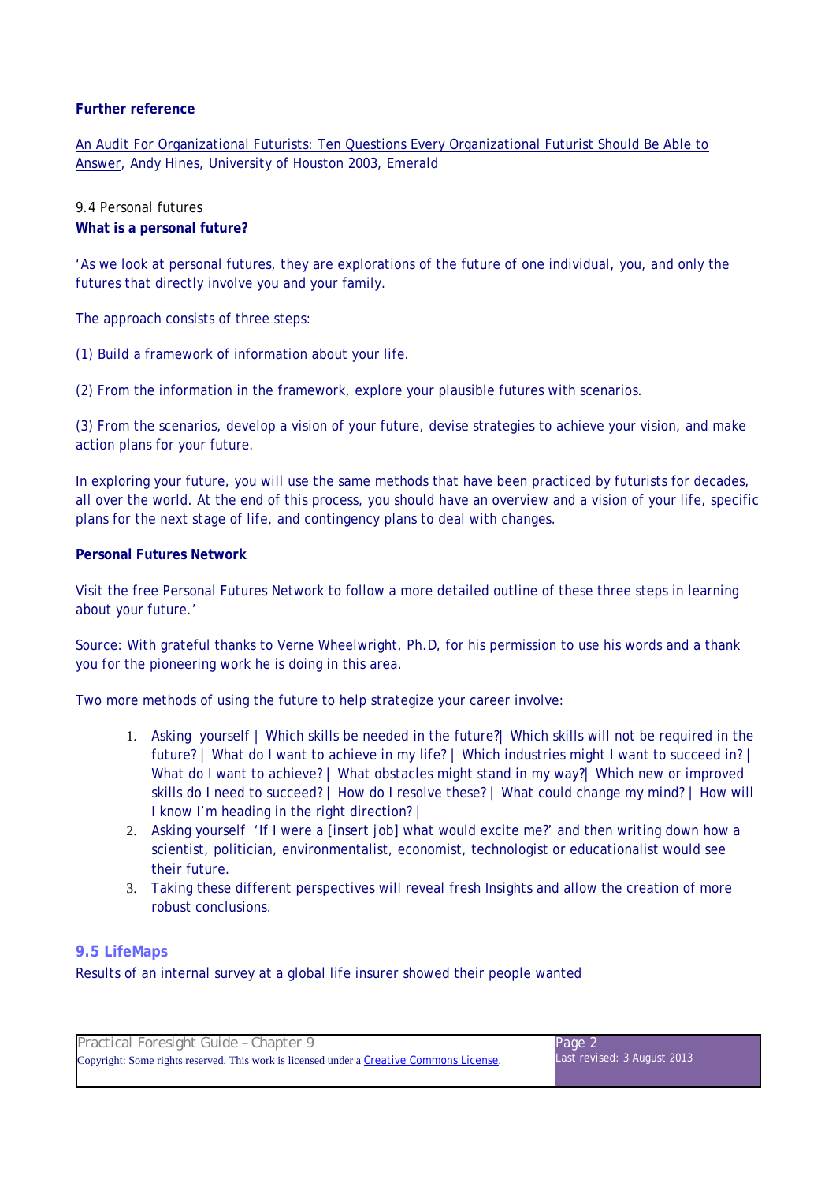**Further reference**

An Audit For Organizational Futurists: Ten Questions Every Organizational Futurist Should Be Able to Answer, Andy Hines, University of Houston 2003, Emerald

9.4 Personal futures

**What is a personal future?**

'As we look at personal futures, they are explorations of the future of one individual, you, and only the futures that directly involve you and your family.

The approach consists of three steps:

(1) Build a framework of information about your life.

(2) From the information in the framework, explore your plausible futures with scenarios.

(3) From the scenarios, develop a vision of your future, devise strategies to achieve your vision, and make action plans for your future.

In exploring your future, you will use the same methods that have been practiced by futurists for decades, all over the world. At the end of this process, you should have an overview and a vision of your life, specific plans for the next stage of life, and contingency plans to deal with changes.

**Personal Futures Network**

Visit the free Personal Futures Network to follow a more detailed outline of these three steps in learning about your future.'

Source: With grateful thanks to Verne Wheelwright, Ph.D, for his permission to use his words and a thank you for the pioneering work he is doing in this area.

Two more methods of using the future to help strategize your career involve:

1. Asking yourself | Which skills be needed in the future?| Which skills will not be required in the future? | What do I want to achieve in my life? | Which industries might I want to succeed in? | What do I want to achieve? | What obstacles might stand in my way?| Which new or improved skills do I need to succeed? | How do I resolve these? | What could change my mind? | How will I know I'm heading in the right direction? |
2. Asking yourself 'If I were a [insert job] what would excite me?' and then writing down how a scientist, politician, environmentalist, economist, technologist or educationalist would see their future.
3. Taking these different perspectives will reveal fresh Insights and allow the creation of more robust conclusions.

## 9.5 LifeMaps

Results of an internal survey at a global life insurer showed their people wanted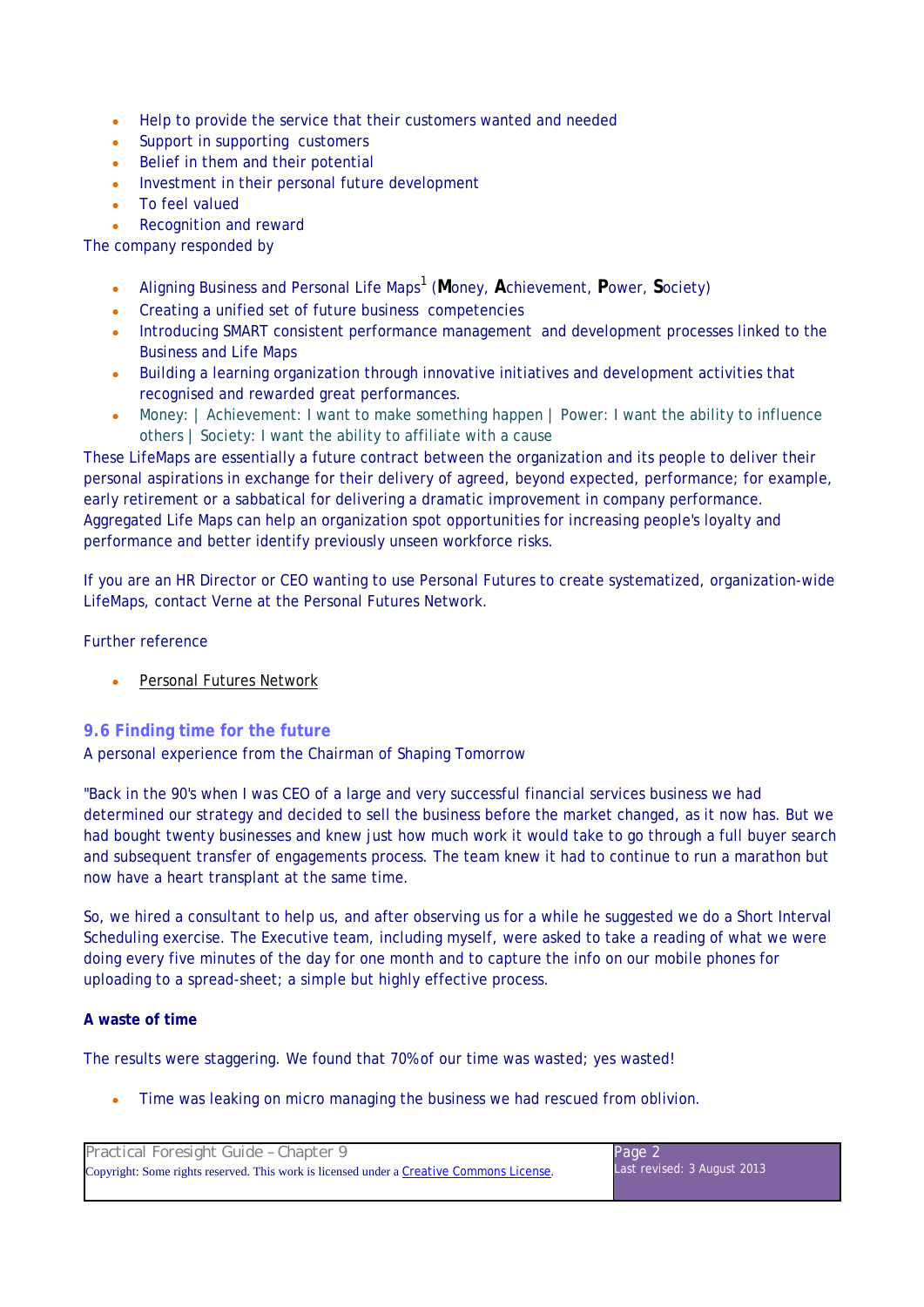- Help to provide the service that their customers wanted and needed
- Support in supporting customers
- Belief in them and their potential
- Investment in their personal future development
- To feel valued
- Recognition and reward

The company responded by

- Aligning Business and Personal Life Maps[1] (**M**oney, **A**chievement, **P**ower, **S**ociety)
- Creating a unified set of future business competencies
- Introducing SMART consistent performance management and development processes linked to the Business and Life Maps
- Building a learning organization through innovative initiatives and development activities that recognised and rewarded great performances.
- Money: | Achievement: I want to make something happen | Power: I want the ability to influence others | Society: I want the ability to affiliate with a cause

These LifeMaps are essentially a future contract between the organization and its people to deliver their personal aspirations in exchange for their delivery of agreed, beyond expected, performance; for example, early retirement or a sabbatical for delivering a dramatic improvement in company performance. Aggregated Life Maps can help an organization spot opportunities for increasing people's loyalty and performance and better identify previously unseen workforce risks.

If you are an HR Director or CEO wanting to use Personal Futures to create systematized, organization-wide LifeMaps, contact Verne at the Personal Futures Network.

Further reference

- Personal Futures Network

### 9.6 Finding time for the future

A personal experience from the Chairman of Shaping Tomorrow

"Back in the 90's when I was CEO of a large and very successful financial services business we had determined our strategy and decided to sell the business before the market changed, as it now has. But we had bought twenty businesses and knew just how much work it would take to go through a full buyer search and subsequent transfer of engagements process. The team knew it had to continue to run a marathon but now have a heart transplant at the same time.

So, we hired a consultant to help us, and after observing us for a while he suggested we do a Short Interval Scheduling exercise. The Executive team, including myself, were asked to take a reading of what we were doing every five minutes of the day for one month and to capture the info on our mobile phones for uploading to a spread-sheet; a simple but highly effective process.

**A waste of time**

The results were staggering. We found that 70% of our time was wasted; yes wasted!

- Time was leaking on micro managing the business we had rescued from oblivion.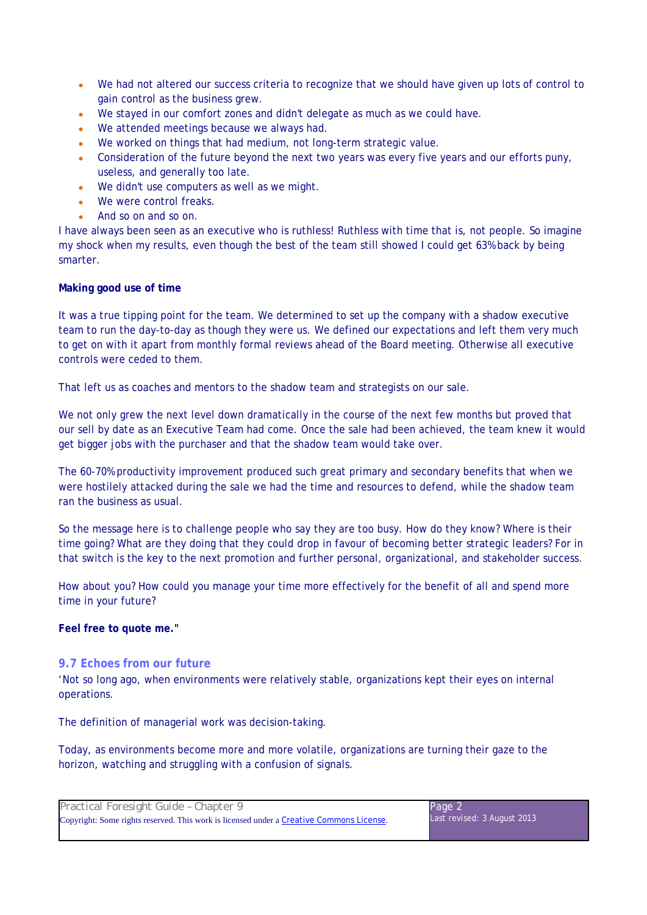- We had not altered our success criteria to recognize that we should have given up lots of control to gain control as the business grew.
- We stayed in our comfort zones and didn't delegate as much as we could have.
- We attended meetings because we always had.
- We worked on things that had medium, not long-term strategic value.
- Consideration of the future beyond the next two years was every five years and our efforts puny, useless, and generally too late.
- We didn't use computers as well as we might.
- We were control freaks.
- And so on and so on.

I have always been seen as an executive who is ruthless! Ruthless with time that is, not people. So imagine my shock when my results, even though the best of the team still showed I could get 63% back by being smarter.

**Making good use of time**

It was a true tipping point for the team. We determined to set up the company with a shadow executive team to run the day-to-day as though they were us. We defined our expectations and left them very much to get on with it apart from monthly formal reviews ahead of the Board meeting. Otherwise all executive controls were ceded to them.

That left us as coaches and mentors to the shadow team and strategists on our sale.

We not only grew the next level down dramatically in the course of the next few months but proved that our sell by date as an Executive Team had come. Once the sale had been achieved, the team knew it would get bigger jobs with the purchaser and that the shadow team would take over.

The 60-70% productivity improvement produced such great primary and secondary benefits that when we were hostilely attacked during the sale we had the time and resources to defend, while the shadow team ran the business as usual.

So the message here is to challenge people who say they are too busy. How do they know? Where is their time going? What are they doing that they could drop in favour of becoming better strategic leaders? For in that switch is the key to the next promotion and further personal, organizational, and stakeholder success.

How about you? How could you manage your time more effectively for the benefit of all and spend more time in your future?

**Feel free to quote me."**

### 9.7 Echoes from our future

'Not so long ago, when environments were relatively stable, organizations kept their eyes on internal operations.

The definition of managerial work was decision-taking.

Today, as environments become more and more volatile, organizations are turning their gaze to the horizon, watching and struggling with a confusion of signals.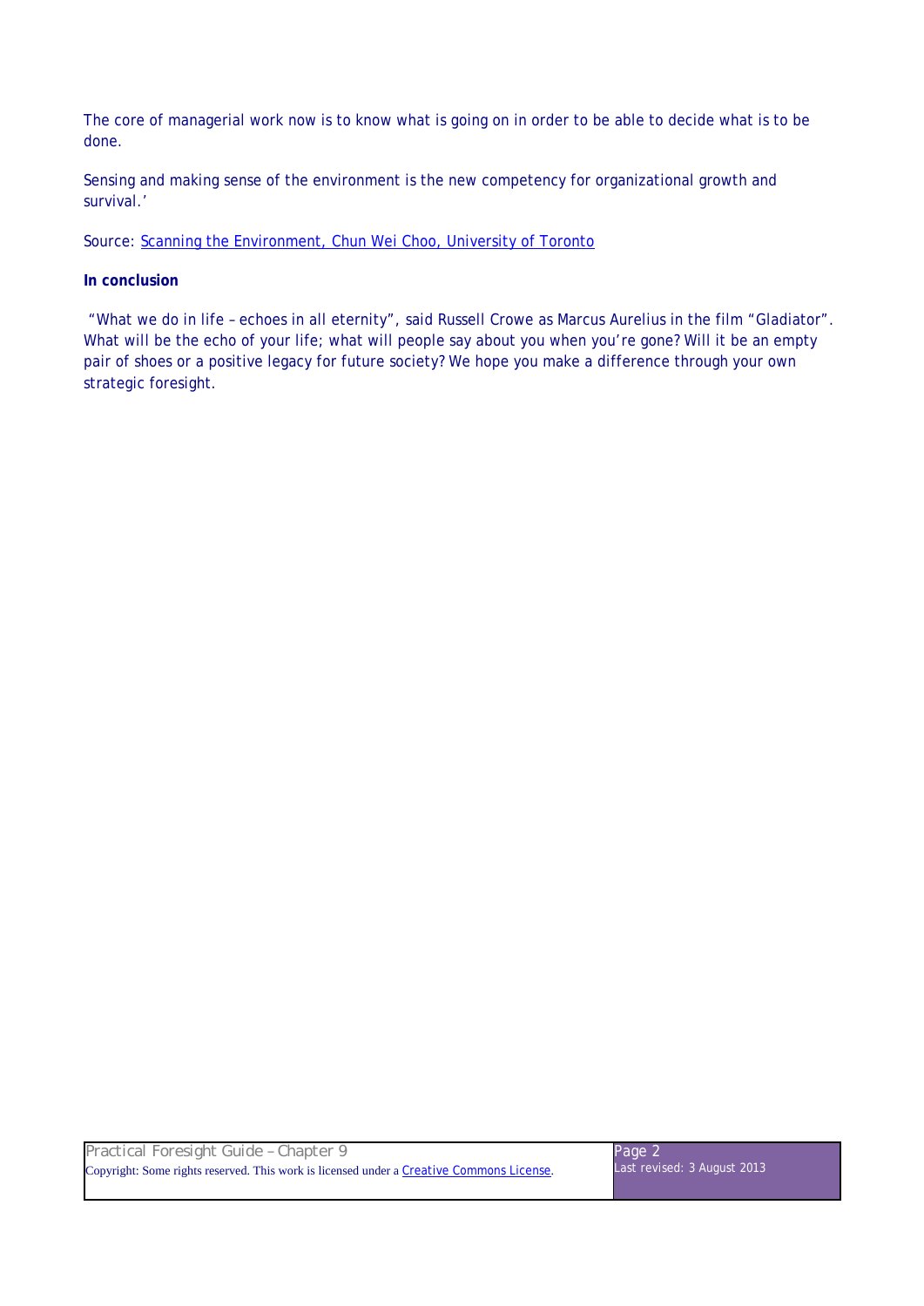The core of managerial work now is to know what is going on in order to be able to decide what is to be done.

Sensing and making sense of the environment is the new competency for organizational growth and survival.'

Source: [Scanning the Environment, Chun Wei Choo, University of Toronto]

**In conclusion**

"What we do in life – echoes in all eternity", said Russell Crowe as Marcus Aurelius in the film "Gladiator". What will be the echo of your life; what will people say about you when you're gone? Will it be an empty pair of shoes or a positive legacy for future society? We hope you make a difference through your own strategic foresight.